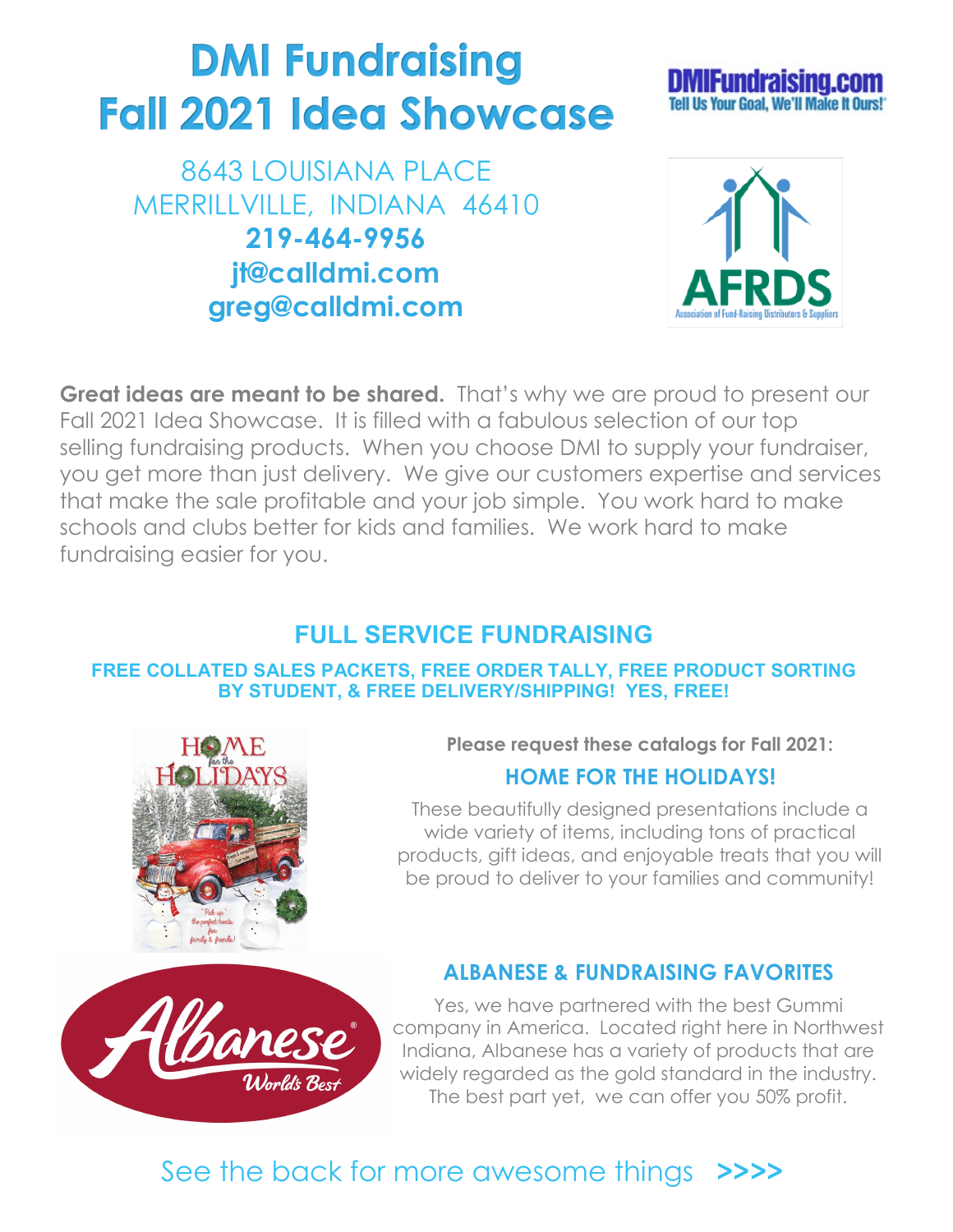# DMI Fundraising
# Fall 2021 Idea Showcase

**DMIFundraising.com**
Tell Us Your Goal, We'll Make It Ours!

8643 LOUISIANA PLACE
MERRILLVILLE, INDIANA 46410
**219-464-9956**
**jt@calldmi.com**
**greg@calldmi.com**

AFRDS
Association of Fund-Raising Distributors & Suppliers

**Great ideas are meant to be shared.** That's why we are proud to present our Fall 2021 Idea Showcase. It is filled with a fabulous selection of our top selling fundraising products. When you choose DMI to supply your fundraiser, you get more than just delivery. We give our customers expertise and services that make the sale profitable and your job simple. You work hard to make schools and clubs better for kids and families. We work hard to make fundraising easier for you.

## FULL SERVICE FUNDRAISING

**FREE COLLATED SALES PACKETS, FREE ORDER TALLY, FREE PRODUCT SORTING BY STUDENT, & FREE DELIVERY/SHIPPING! YES, FREE!**

**Please request these catalogs for Fall 2021:**

### HOME FOR THE HOLIDAYS!

These beautifully designed presentations include a wide variety of items, including tons of practical products, gift ideas, and enjoyable treats that you will be proud to deliver to your families and community!

### ALBANESE & FUNDRAISING FAVORITES

Yes, we have partnered with the best Gummi company in America. Located right here in Northwest Indiana, Albanese has a variety of products that are widely regarded as the gold standard in the industry. The best part yet, we can offer you 50% profit.

See the back for more awesome things **>>>>**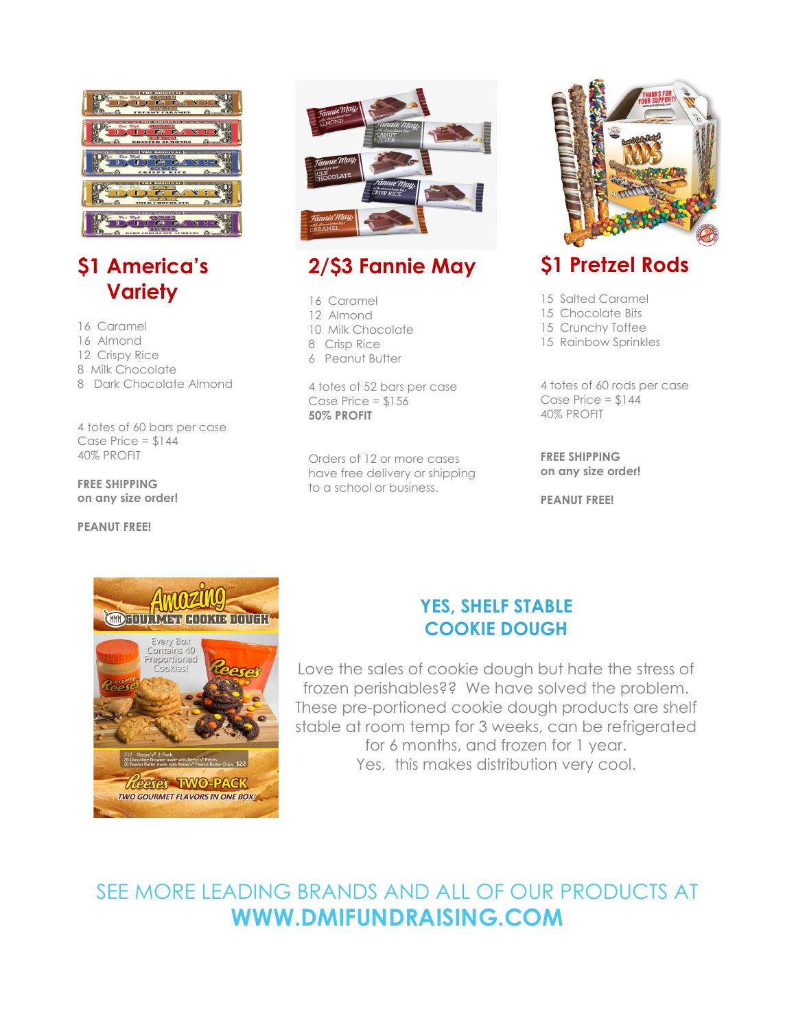## $1 America's Variety

16 Caramel
16 Almond
12 Crispy Rice
8 Milk Chocolate
8 Dark Chocolate Almond

4 totes of 60 bars per case
Case Price = $144
40% PROFIT

**FREE SHIPPING**
**on any size order!**

**PEANUT FREE!**

## 2/$3 Fannie May

16 Caramel
12 Almond
10 Milk Chocolate
8 Crisp Rice
6 Peanut Butter

4 totes of 52 bars per case
Case Price = $156
**50% PROFIT**

Orders of 12 or more cases have free delivery or shipping to a school or business.

## $1 Pretzel Rods

15 Salted Caramel
15 Chocolate Bits
15 Crunchy Toffee
15 Rainbow Sprinkles

4 totes of 60 rods per case
Case Price = $144
40% PROFIT

**FREE SHIPPING**
**on any size order!**

**PEANUT FREE!**

## YES, SHELF STABLE COOKIE DOUGH

Love the sales of cookie dough but hate the stress of frozen perishables?? We have solved the problem. These pre-portioned cookie dough products are shelf stable at room temp for 3 weeks, can be refrigerated for 6 months, and frozen for 1 year.
Yes, this makes distribution very cool.

SEE MORE LEADING BRANDS AND ALL OF OUR PRODUCTS AT
**WWW.DMIFUNDRAISING.COM**